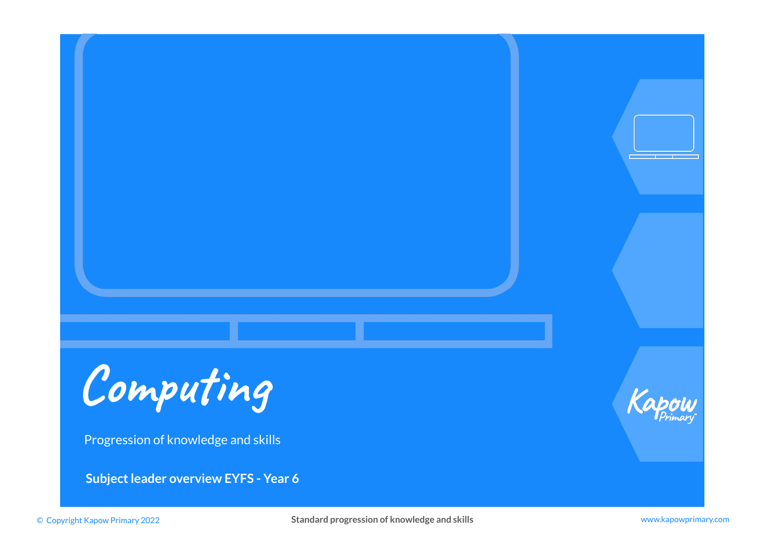# Computing

Progression of knowledge and skills

**Subject leader overview EYFS - Year 6**

Kapow Primary

© Copyright Kapow Primary 2022

**Standard progression of knowledge and skills**

www.kapowprimary.com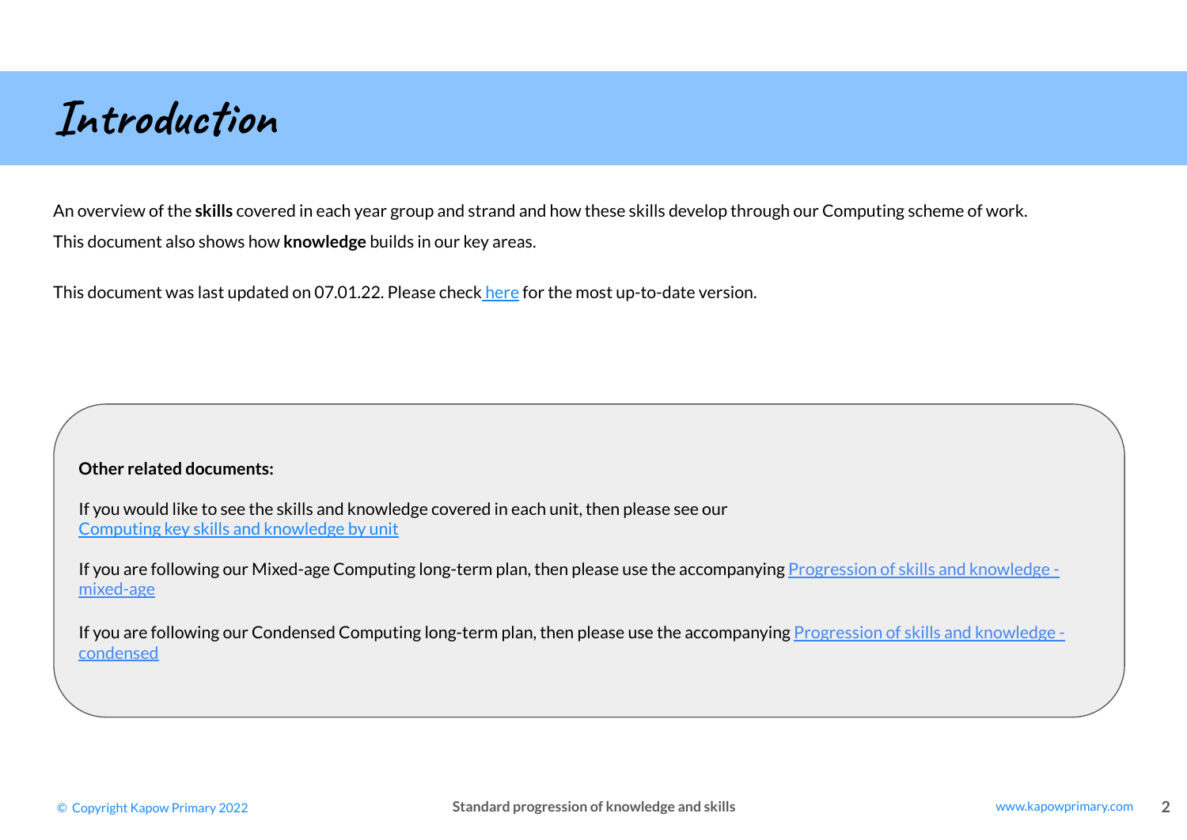# Introduction

An overview of the **skills** covered in each year group and strand and how these skills develop through our Computing scheme of work.

This document also shows how **knowledge** builds in our key areas.

This document was last updated on 07.01.22. Please check here for the most up-to-date version.

**Other related documents:**

If you would like to see the skills and knowledge covered in each unit, then please see our Computing key skills and knowledge by unit

If you are following our Mixed-age Computing long-term plan, then please use the accompanying Progression of skills and knowledge - mixed-age

If you are following our Condensed Computing long-term plan, then please use the accompanying Progression of skills and knowledge - condensed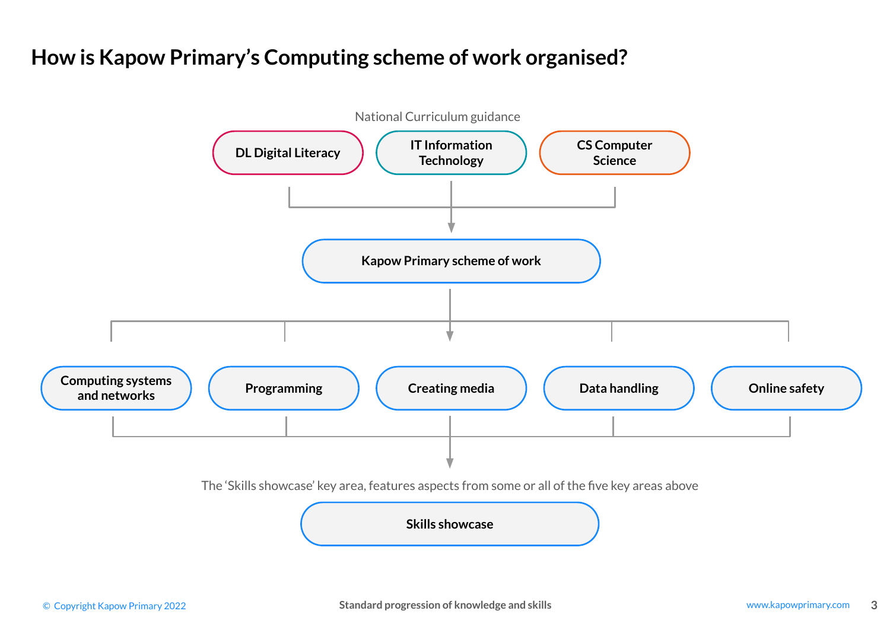# How is Kapow Primary's Computing scheme of work organised?

National Curriculum guidance

- DL Digital Literacy
- IT Information Technology
- CS Computer Science

↓

**Kapow Primary scheme of work**

↓

- Computing systems and networks
- Programming
- Creating media
- Data handling
- Online safety

↓

The 'Skills showcase' key area, features aspects from some or all of the five key areas above

**Skills showcase**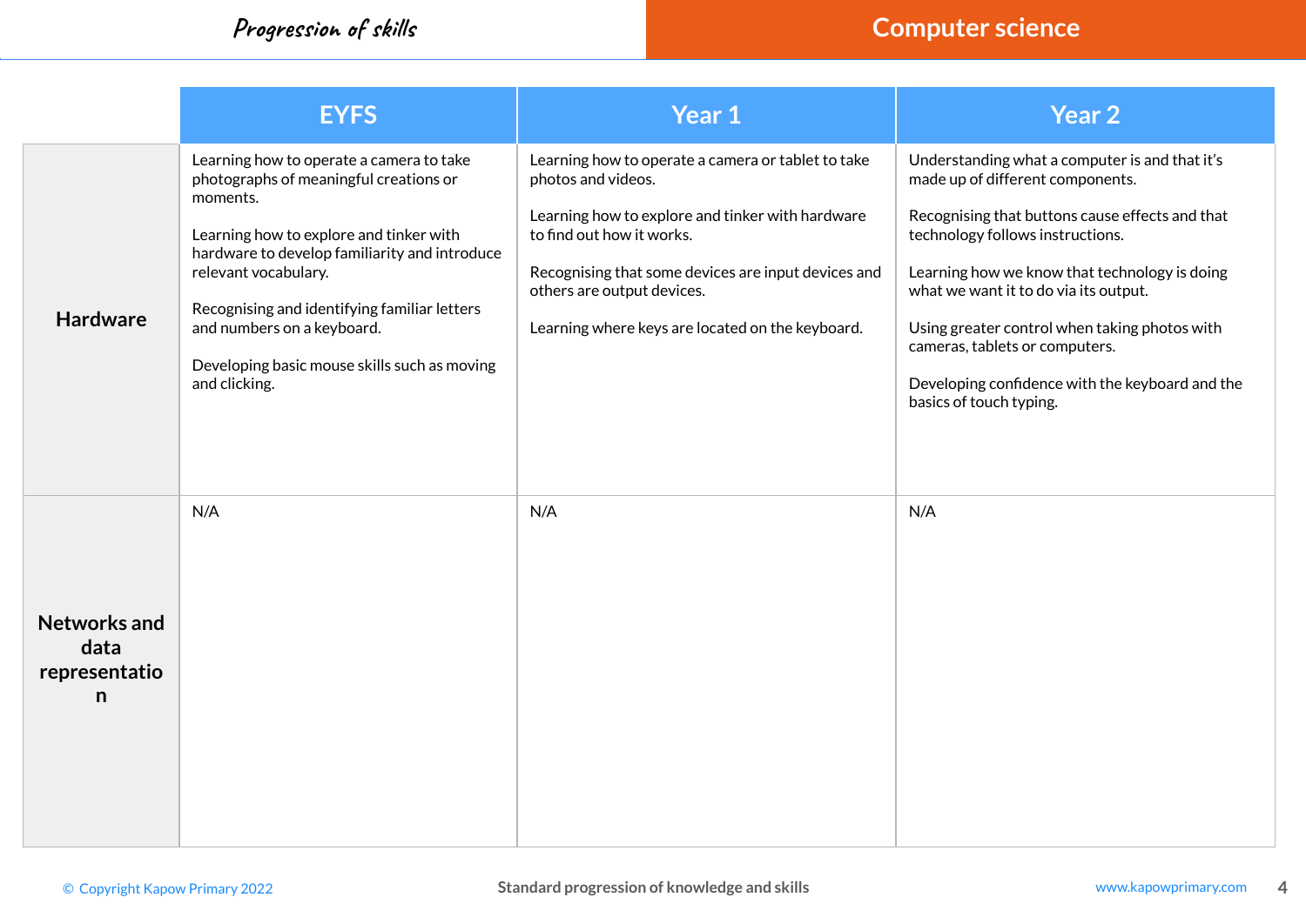| | EYFS | Year 1 | Year 2 |
|---|---|---|---|
| **Hardware** | Learning how to operate a camera to take photographs of meaningful creations or moments.<br><br>Learning how to explore and tinker with hardware to develop familiarity and introduce relevant vocabulary.<br><br>Recognising and identifying familiar letters and numbers on a keyboard.<br><br>Developing basic mouse skills such as moving and clicking. | Learning how to operate a camera or tablet to take photos and videos.<br><br>Learning how to explore and tinker with hardware to find out how it works.<br><br>Recognising that some devices are input devices and others are output devices.<br><br>Learning where keys are located on the keyboard. | Understanding what a computer is and that it's made up of different components.<br><br>Recognising that buttons cause effects and that technology follows instructions.<br><br>Learning how we know that technology is doing what we want it to do via its output.<br><br>Using greater control when taking photos with cameras, tablets or computers.<br><br>Developing confidence with the keyboard and the basics of touch typing. |
| **Networks and data representation** | N/A | N/A | N/A |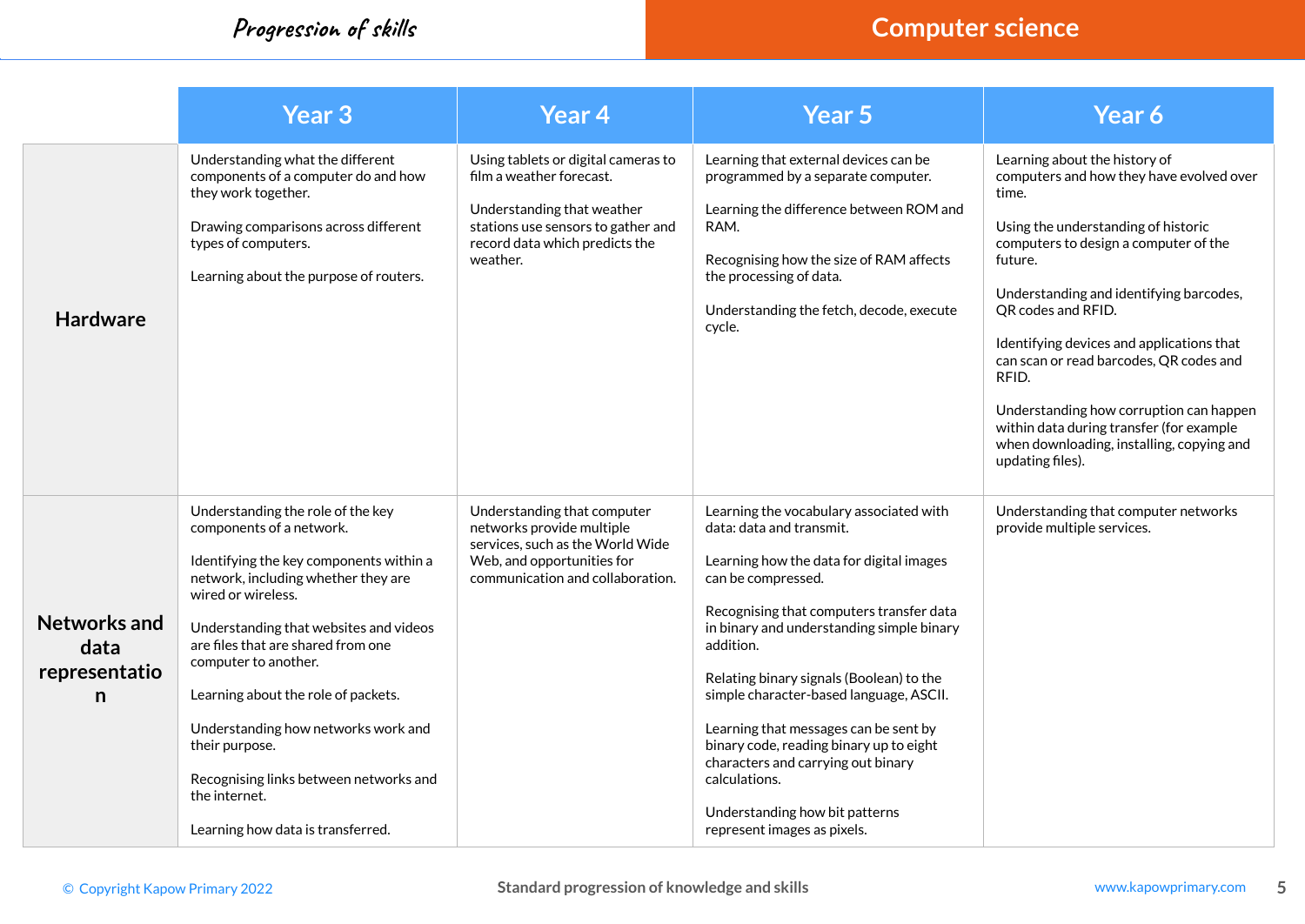Progression of skills

# Computer science

| | Year 3 | Year 4 | Year 5 | Year 6 |
|---|---|---|---|---|
| **Hardware** | Understanding what the different components of a computer do and how they work together.<br><br>Drawing comparisons across different types of computers.<br><br>Learning about the purpose of routers. | Using tablets or digital cameras to film a weather forecast.<br><br>Understanding that weather stations use sensors to gather and record data which predicts the weather. | Learning that external devices can be programmed by a separate computer.<br><br>Learning the difference between ROM and RAM.<br><br>Recognising how the size of RAM affects the processing of data.<br><br>Understanding the fetch, decode, execute cycle. | Learning about the history of computers and how they have evolved over time.<br><br>Using the understanding of historic computers to design a computer of the future.<br><br>Understanding and identifying barcodes, QR codes and RFID.<br><br>Identifying devices and applications that can scan or read barcodes, QR codes and RFID.<br><br>Understanding how corruption can happen within data during transfer (for example when downloading, installing, copying and updating files). |
| **Networks and data representation** | Understanding the role of the key components of a network.<br><br>Identifying the key components within a network, including whether they are wired or wireless.<br><br>Understanding that websites and videos are files that are shared from one computer to another.<br><br>Learning about the role of packets.<br><br>Understanding how networks work and their purpose.<br><br>Recognising links between networks and the internet.<br><br>Learning how data is transferred. | Understanding that computer networks provide multiple services, such as the World Wide Web, and opportunities for communication and collaboration. | Learning the vocabulary associated with data: data and transmit.<br><br>Learning how the data for digital images can be compressed.<br><br>Recognising that computers transfer data in binary and understanding simple binary addition.<br><br>Relating binary signals (Boolean) to the simple character-based language, ASCII.<br><br>Learning that messages can be sent by binary code, reading binary up to eight characters and carrying out binary calculations.<br><br>Understanding how bit patterns represent images as pixels. | Understanding that computer networks provide multiple services. |

© Copyright Kapow Primary 2022 — Standard progression of knowledge and skills — www.kapowprimary.com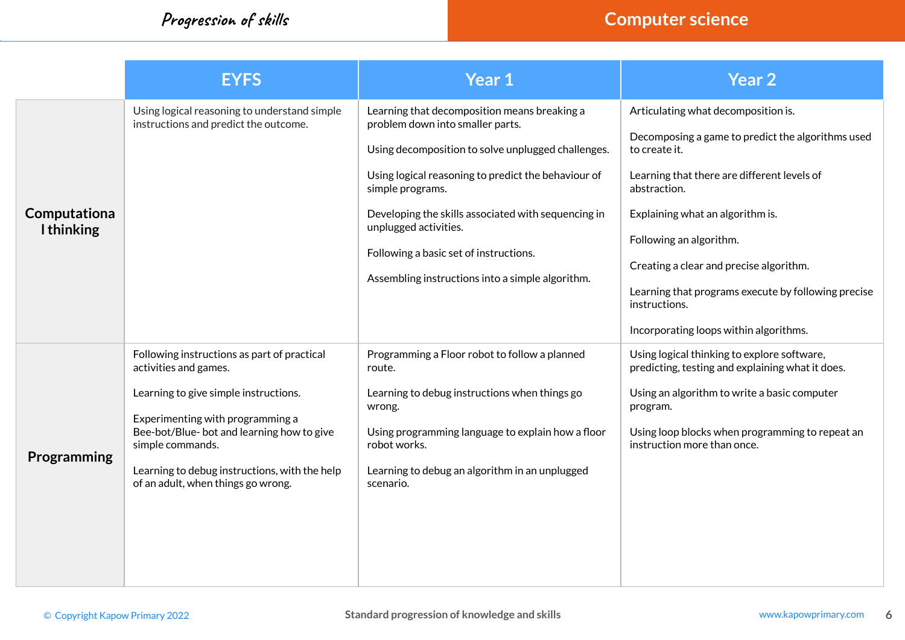Progression of skills

# Computer science

| | EYFS | Year 1 | Year 2 |
|---|---|---|---|
| **Computational thinking** | Using logical reasoning to understand simple instructions and predict the outcome. | Learning that decomposition means breaking a problem down into smaller parts.<br><br>Using decomposition to solve unplugged challenges.<br><br>Using logical reasoning to predict the behaviour of simple programs.<br><br>Developing the skills associated with sequencing in unplugged activities.<br><br>Following a basic set of instructions.<br><br>Assembling instructions into a simple algorithm. | Articulating what decomposition is.<br><br>Decomposing a game to predict the algorithms used to create it.<br><br>Learning that there are different levels of abstraction.<br><br>Explaining what an algorithm is.<br><br>Following an algorithm.<br><br>Creating a clear and precise algorithm.<br><br>Learning that programs execute by following precise instructions.<br><br>Incorporating loops within algorithms. |
| **Programming** | Following instructions as part of practical activities and games.<br><br>Learning to give simple instructions.<br><br>Experimenting with programming a Bee-bot/Blue- bot and learning how to give simple commands.<br><br>Learning to debug instructions, with the help of an adult, when things go wrong. | Programming a Floor robot to follow a planned route.<br><br>Learning to debug instructions when things go wrong.<br><br>Using programming language to explain how a floor robot works.<br><br>Learning to debug an algorithm in an unplugged scenario. | Using logical thinking to explore software, predicting, testing and explaining what it does.<br><br>Using an algorithm to write a basic computer program.<br><br>Using loop blocks when programming to repeat an instruction more than once. |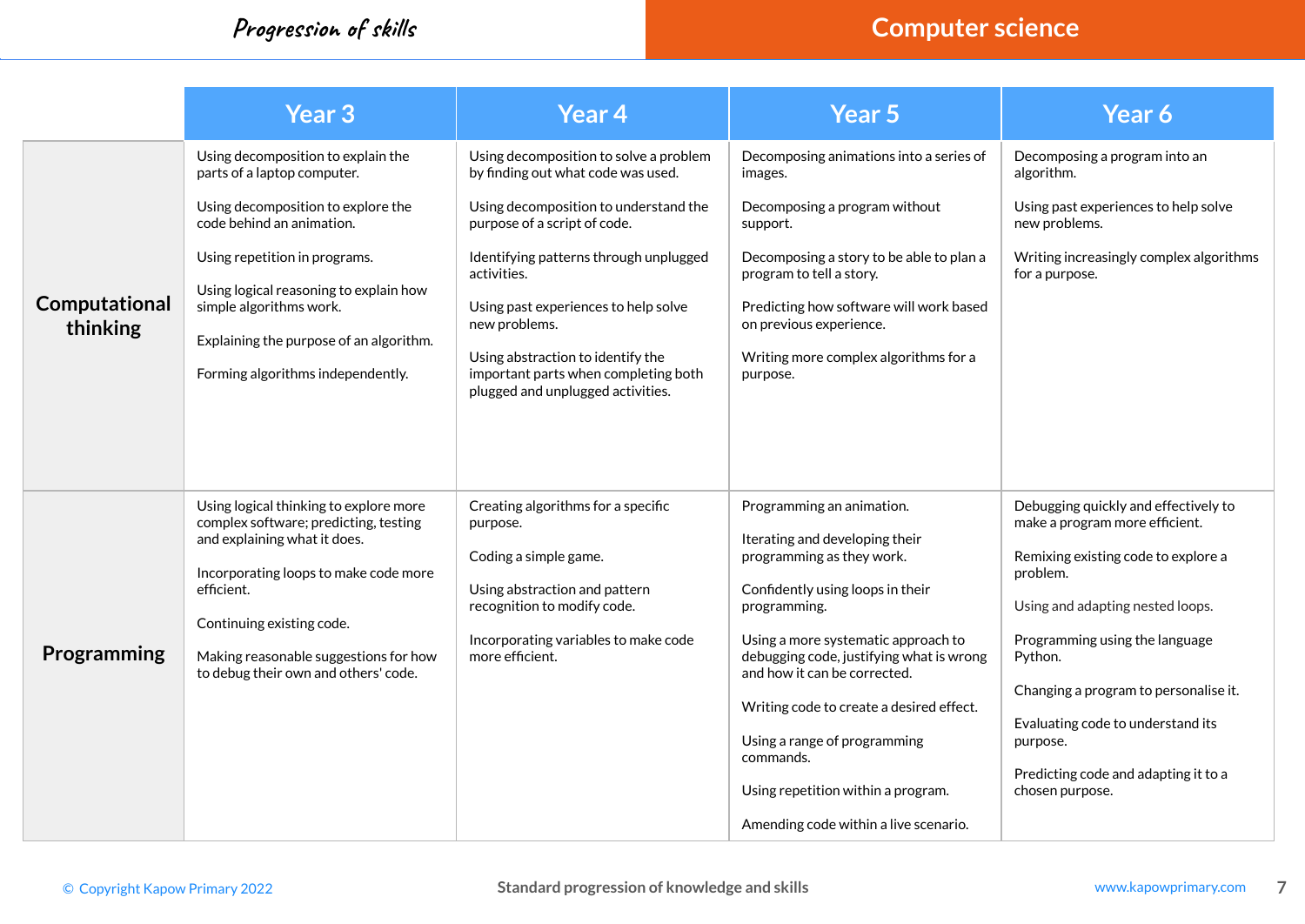*Progression of skills*

# Computer science

| | Year 3 | Year 4 | Year 5 | Year 6 |
|---|---|---|---|---|
| **Computational thinking** | Using decomposition to explain the parts of a laptop computer.<br><br>Using decomposition to explore the code behind an animation.<br><br>Using repetition in programs.<br><br>Using logical reasoning to explain how simple algorithms work.<br><br>Explaining the purpose of an algorithm.<br><br>Forming algorithms independently. | Using decomposition to solve a problem by finding out what code was used.<br><br>Using decomposition to understand the purpose of a script of code.<br><br>Identifying patterns through unplugged activities.<br><br>Using past experiences to help solve new problems.<br><br>Using abstraction to identify the important parts when completing both plugged and unplugged activities. | Decomposing animations into a series of images.<br><br>Decomposing a program without support.<br><br>Decomposing a story to be able to plan a program to tell a story.<br><br>Predicting how software will work based on previous experience.<br><br>Writing more complex algorithms for a purpose. | Decomposing a program into an algorithm.<br><br>Using past experiences to help solve new problems.<br><br>Writing increasingly complex algorithms for a purpose. |
| **Programming** | Using logical thinking to explore more complex software; predicting, testing and explaining what it does.<br><br>Incorporating loops to make code more efficient.<br><br>Continuing existing code.<br><br>Making reasonable suggestions for how to debug their own and others' code. | Creating algorithms for a specific purpose.<br><br>Coding a simple game.<br><br>Using abstraction and pattern recognition to modify code.<br><br>Incorporating variables to make code more efficient. | Programming an animation.<br><br>Iterating and developing their programming as they work.<br><br>Confidently using loops in their programming.<br><br>Using a more systematic approach to debugging code, justifying what is wrong and how it can be corrected.<br><br>Writing code to create a desired effect.<br><br>Using a range of programming commands.<br><br>Using repetition within a program.<br><br>Amending code within a live scenario. | Debugging quickly and effectively to make a program more efficient.<br><br>Remixing existing code to explore a problem.<br><br>Using and adapting nested loops.<br><br>Programming using the language Python.<br><br>Changing a program to personalise it.<br><br>Evaluating code to understand its purpose.<br><br>Predicting code and adapting it to a chosen purpose. |

© Copyright Kapow Primary 2022 Standard progression of knowledge and skills www.kapowprimary.com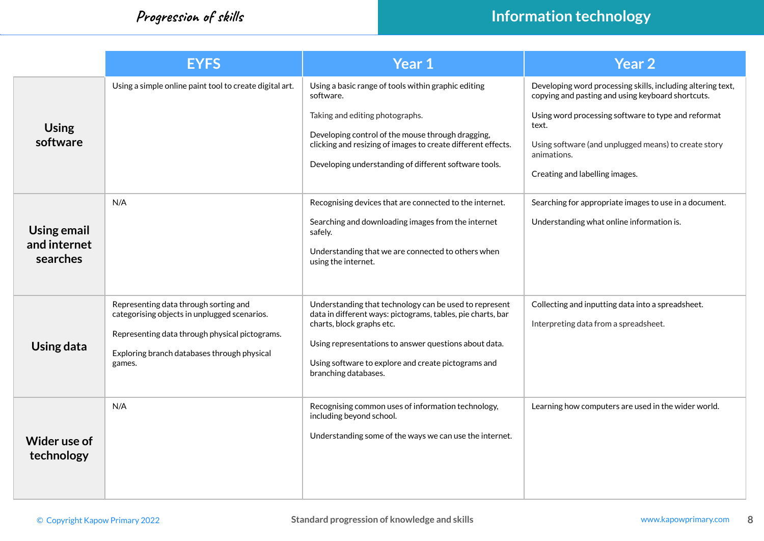## Progression of skills

# Information technology

| | EYFS | Year 1 | Year 2 |
|---|---|---|---|
| **Using software** | Using a simple online paint tool to create digital art. | Using a basic range of tools within graphic editing software.<br><br>Taking and editing photographs.<br><br>Developing control of the mouse through dragging, clicking and resizing of images to create different effects.<br><br>Developing understanding of different software tools. | Developing word processing skills, including altering text, copying and pasting and using keyboard shortcuts.<br><br>Using word processing software to type and reformat text.<br><br>Using software (and unplugged means) to create story animations.<br><br>Creating and labelling images. |
| **Using email and internet searches** | N/A | Recognising devices that are connected to the internet.<br><br>Searching and downloading images from the internet safely.<br><br>Understanding that we are connected to others when using the internet. | Searching for appropriate images to use in a document.<br><br>Understanding what online information is. |
| **Using data** | Representing data through sorting and categorising objects in unplugged scenarios.<br><br>Representing data through physical pictograms.<br><br>Exploring branch databases through physical games. | Understanding that technology can be used to represent data in different ways: pictograms, tables, pie charts, bar charts, block graphs etc.<br><br>Using representations to answer questions about data.<br><br>Using software to explore and create pictograms and branching databases. | Collecting and inputting data into a spreadsheet.<br><br>Interpreting data from a spreadsheet. |
| **Wider use of technology** | N/A | Recognising common uses of information technology, including beyond school.<br><br>Understanding some of the ways we can use the internet. | Learning how computers are used in the wider world. |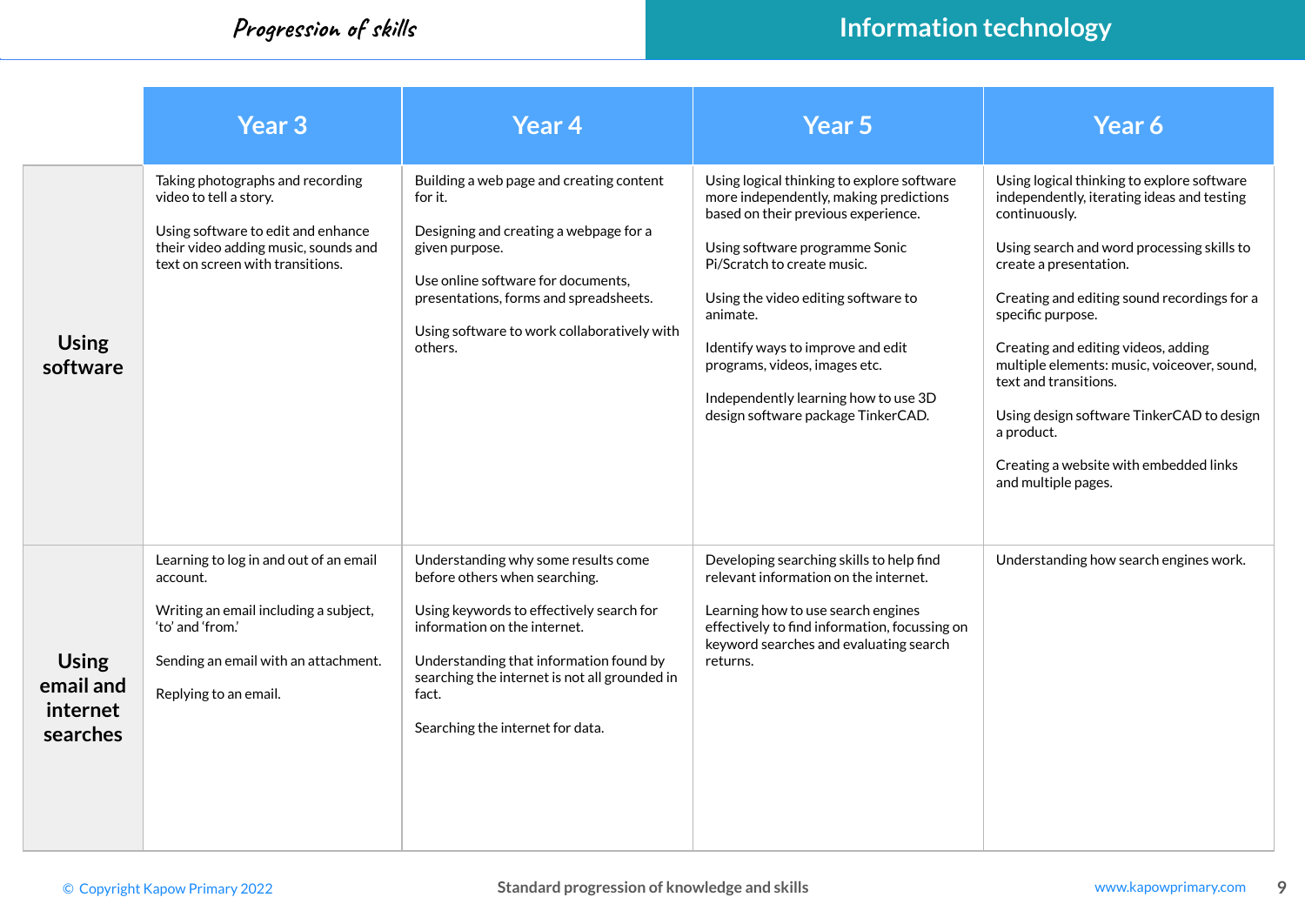# Progression of skills

## Information technology

| | Year 3 | Year 4 | Year 5 | Year 6 |
|---|---|---|---|---|
| **Using software** | Taking photographs and recording video to tell a story.<br><br>Using software to edit and enhance their video adding music, sounds and text on screen with transitions. | Building a web page and creating content for it.<br><br>Designing and creating a webpage for a given purpose.<br><br>Use online software for documents, presentations, forms and spreadsheets.<br><br>Using software to work collaboratively with others. | Using logical thinking to explore software more independently, making predictions based on their previous experience.<br><br>Using software programme Sonic Pi/Scratch to create music.<br><br>Using the video editing software to animate.<br><br>Identify ways to improve and edit programs, videos, images etc.<br><br>Independently learning how to use 3D design software package TinkerCAD. | Using logical thinking to explore software independently, iterating ideas and testing continuously.<br><br>Using search and word processing skills to create a presentation.<br><br>Creating and editing sound recordings for a specific purpose.<br><br>Creating and editing videos, adding multiple elements: music, voiceover, sound, text and transitions.<br><br>Using design software TinkerCAD to design a product.<br><br>Creating a website with embedded links and multiple pages. |
| **Using email and internet searches** | Learning to log in and out of an email account.<br><br>Writing an email including a subject, 'to' and 'from.'<br><br>Sending an email with an attachment.<br><br>Replying to an email. | Understanding why some results come before others when searching.<br><br>Using keywords to effectively search for information on the internet.<br><br>Understanding that information found by searching the internet is not all grounded in fact.<br><br>Searching the internet for data. | Developing searching skills to help find relevant information on the internet.<br><br>Learning how to use search engines effectively to find information, focussing on keyword searches and evaluating search returns. | Understanding how search engines work. |

© Copyright Kapow Primary 2022 | Standard progression of knowledge and skills | www.kapowprimary.com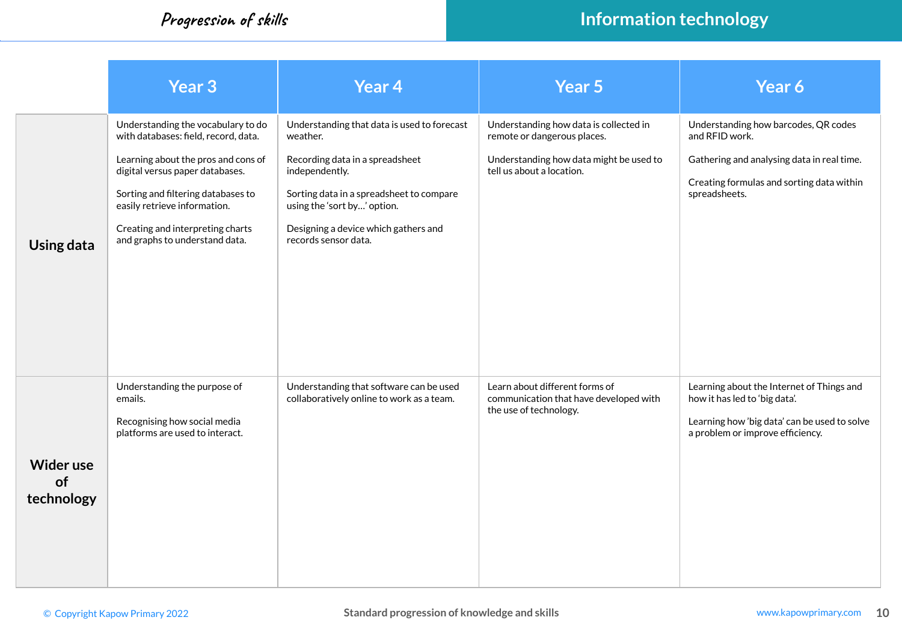# Progression of skills

## Information technology

| | Year 3 | Year 4 | Year 5 | Year 6 |
|---|---|---|---|---|
| **Using data** | Understanding the vocabulary to do with databases: field, record, data.<br><br>Learning about the pros and cons of digital versus paper databases.<br><br>Sorting and filtering databases to easily retrieve information.<br><br>Creating and interpreting charts and graphs to understand data. | Understanding that data is used to forecast weather.<br><br>Recording data in a spreadsheet independently.<br><br>Sorting data in a spreadsheet to compare using the 'sort by…' option.<br><br>Designing a device which gathers and records sensor data. | Understanding how data is collected in remote or dangerous places.<br><br>Understanding how data might be used to tell us about a location. | Understanding how barcodes, QR codes and RFID work.<br><br>Gathering and analysing data in real time.<br><br>Creating formulas and sorting data within spreadsheets. |
| **Wider use of technology** | Understanding the purpose of emails.<br><br>Recognising how social media platforms are used to interact. | Understanding that software can be used collaboratively online to work as a team. | Learn about different forms of communication that have developed with the use of technology. | Learning about the Internet of Things and how it has led to 'big data'.<br><br>Learning how 'big data' can be used to solve a problem or improve efficiency. |

© Copyright Kapow Primary 2022 &nbsp;&nbsp; Standard progression of knowledge and skills &nbsp;&nbsp; www.kapowprimary.com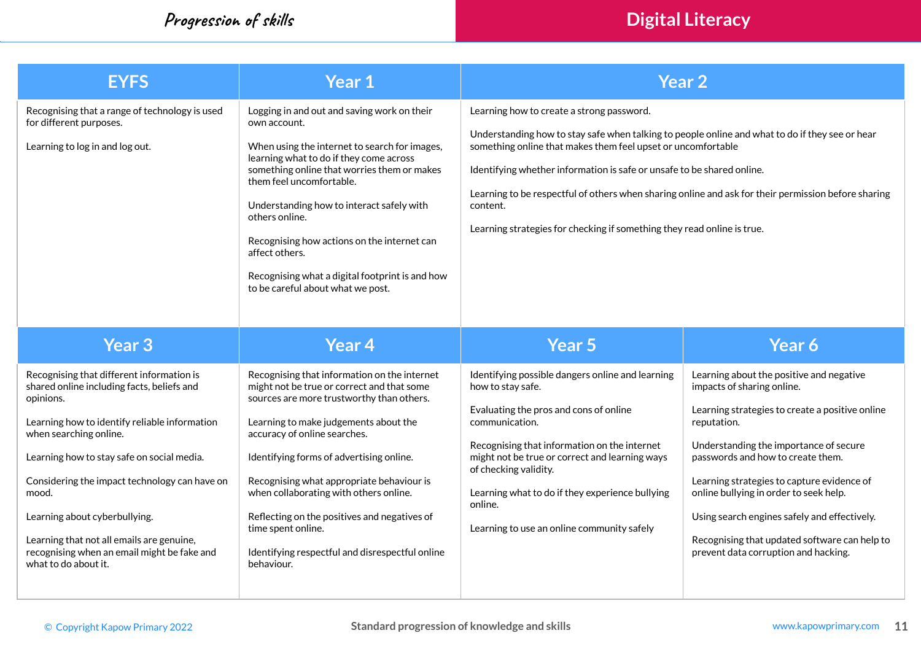# Progression of skills

## Digital Literacy

| EYFS | Year 1 | Year 2 |
|---|---|---|
| Recognising that a range of technology is used for different purposes.<br><br>Learning to log in and log out. | Logging in and out and saving work on their own account.<br><br>When using the internet to search for images, learning what to do if they come across something online that worries them or makes them feel uncomfortable.<br><br>Understanding how to interact safely with others online.<br><br>Recognising how actions on the internet can affect others.<br><br>Recognising what a digital footprint is and how to be careful about what we post. | Learning how to create a strong password.<br><br>Understanding how to stay safe when talking to people online and what to do if they see or hear something online that makes them feel upset or uncomfortable<br><br>Identifying whether information is safe or unsafe to be shared online.<br><br>Learning to be respectful of others when sharing online and ask for their permission before sharing content.<br><br>Learning strategies for checking if something they read online is true. |

| Year 3 | Year 4 | Year 5 | Year 6 |
|---|---|---|---|
| Recognising that different information is shared online including facts, beliefs and opinions.<br><br>Learning how to identify reliable information when searching online.<br><br>Learning how to stay safe on social media.<br><br>Considering the impact technology can have on mood.<br><br>Learning about cyberbullying.<br><br>Learning that not all emails are genuine, recognising when an email might be fake and what to do about it. | Recognising that information on the internet might not be true or correct and that some sources are more trustworthy than others.<br><br>Learning to make judgements about the accuracy of online searches.<br><br>Identifying forms of advertising online.<br><br>Recognising what appropriate behaviour is when collaborating with others online.<br><br>Reflecting on the positives and negatives of time spent online.<br><br>Identifying respectful and disrespectful online behaviour. | Identifying possible dangers online and learning how to stay safe.<br><br>Evaluating the pros and cons of online communication.<br><br>Recognising that information on the internet might not be true or correct and learning ways of checking validity.<br><br>Learning what to do if they experience bullying online.<br><br>Learning to use an online community safely | Learning about the positive and negative impacts of sharing online.<br><br>Learning strategies to create a positive online reputation.<br><br>Understanding the importance of secure passwords and how to create them.<br><br>Learning strategies to capture evidence of online bullying in order to seek help.<br><br>Using search engines safely and effectively.<br><br>Recognising that updated software can help to prevent data corruption and hacking. |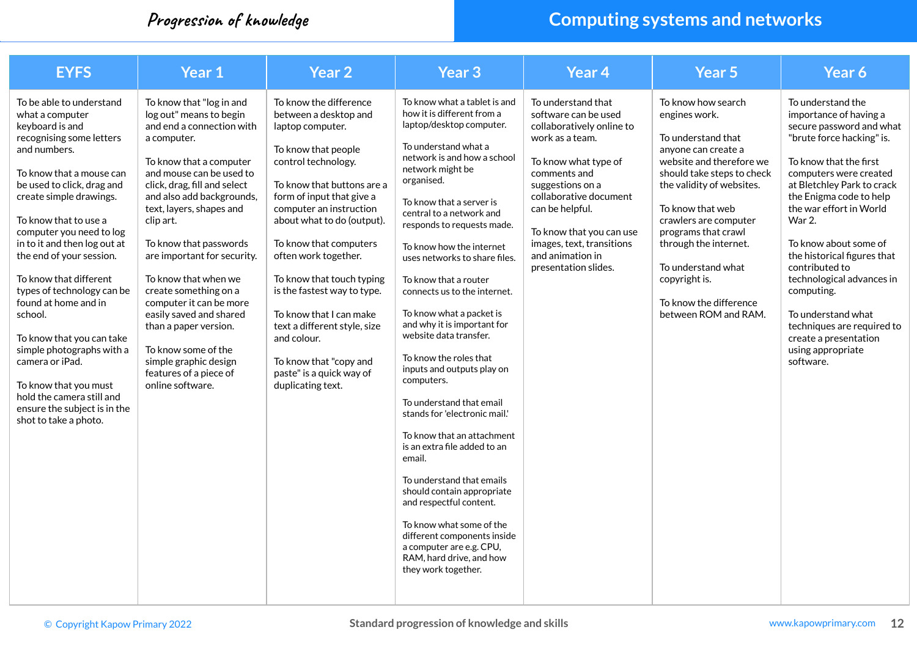# Progression of knowledge

## Computing systems and networks

| EYFS | Year 1 | Year 2 | Year 3 | Year 4 | Year 5 | Year 6 |
|---|---|---|---|---|---|---|
| To be able to understand what a computer keyboard is and recognising some letters and numbers.<br><br>To know that a mouse can be used to click, drag and create simple drawings.<br><br>To know that to use a computer you need to log in to it and then log out at the end of your session.<br><br>To know that different types of technology can be found at home and in school.<br><br>To know that you can take simple photographs with a camera or iPad.<br><br>To know that you must hold the camera still and ensure the subject is in the shot to take a photo. | To know that "log in and log out" means to begin and end a connection with a computer.<br><br>To know that a computer and mouse can be used to click, drag, fill and select and also add backgrounds, text, layers, shapes and clip art.<br><br>To know that passwords are important for security.<br><br>To know that when we create something on a computer it can be more easily saved and shared than a paper version.<br><br>To know some of the simple graphic design features of a piece of online software. | To know the difference between a desktop and laptop computer.<br><br>To know that people control technology.<br><br>To know that buttons are a form of input that give a computer an instruction about what to do (output).<br><br>To know that computers often work together.<br><br>To know that touch typing is the fastest way to type.<br><br>To know that I can make text a different style, size and colour.<br><br>To know that "copy and paste" is a quick way of duplicating text. | To know what a tablet is and how it is different from a laptop/desktop computer.<br><br>To understand what a network is and how a school network might be organised.<br><br>To know that a server is central to a network and responds to requests made.<br><br>To know how the internet uses networks to share files.<br><br>To know that a router connects us to the internet.<br><br>To know what a packet is and why it is important for website data transfer.<br><br>To know the roles that inputs and outputs play on computers.<br><br>To understand that email stands for 'electronic mail.'<br><br>To know that an attachment is an extra file added to an email.<br><br>To understand that emails should contain appropriate and respectful content.<br><br>To know what some of the different components inside a computer are e.g. CPU, RAM, hard drive, and how they work together. | To understand that software can be used collaboratively online to work as a team.<br><br>To know what type of comments and suggestions on a collaborative document can be helpful.<br><br>To know that you can use images, text, transitions and animation in presentation slides. | To know how search engines work.<br><br>To understand that anyone can create a website and therefore we should take steps to check the validity of websites.<br><br>To know that web crawlers are computer programs that crawl through the internet.<br><br>To understand what copyright is.<br><br>To know the difference between ROM and RAM. | To understand the importance of having a secure password and what "brute force hacking" is.<br><br>To know that the first computers were created at Bletchley Park to crack the Enigma code to help the war effort in World War 2.<br><br>To know about some of the historical figures that contributed to technological advances in computing.<br><br>To understand what techniques are required to create a presentation using appropriate software. |

© Copyright Kapow Primary 2022 — Standard progression of knowledge and skills — www.kapowprimary.com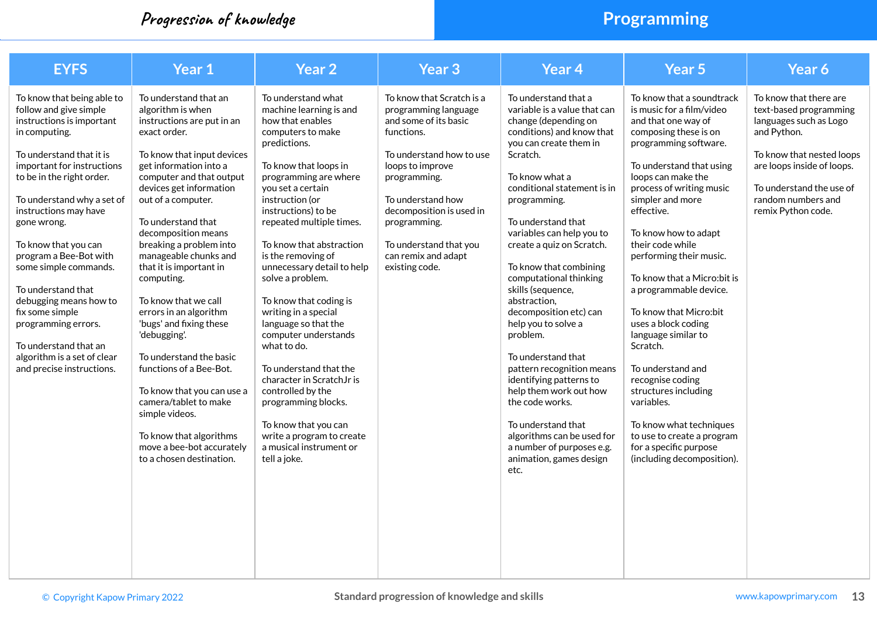# Progression of knowledge

## Programming

| EYFS | Year 1 | Year 2 | Year 3 | Year 4 | Year 5 | Year 6 |
|---|---|---|---|---|---|---|
| To know that being able to follow and give simple instructions is important in computing.<br><br>To understand that it is important for instructions to be in the right order.<br><br>To understand why a set of instructions may have gone wrong.<br><br>To know that you can program a Bee-Bot with some simple commands.<br><br>To understand that debugging means how to fix some simple programming errors.<br><br>To understand that an algorithm is a set of clear and precise instructions. | To understand that an algorithm is when instructions are put in an exact order.<br><br>To know that input devices get information into a computer and that output devices get information out of a computer.<br><br>To understand that decomposition means breaking a problem into manageable chunks and that it is important in computing.<br><br>To know that we call errors in an algorithm 'bugs' and fixing these 'debugging'.<br><br>To understand the basic functions of a Bee-Bot.<br><br>To know that you can use a camera/tablet to make simple videos.<br><br>To know that algorithms move a bee-bot accurately to a chosen destination. | To understand what machine learning is and how that enables computers to make predictions.<br><br>To know that loops in programming are where you set a certain instruction (or instructions) to be repeated multiple times.<br><br>To know that abstraction is the removing of unnecessary detail to help solve a problem.<br><br>To know that coding is writing in a special language so that the computer understands what to do.<br><br>To understand that the character in ScratchJr is controlled by the programming blocks.<br><br>To know that you can write a program to create a musical instrument or tell a joke. | To know that Scratch is a programming language and some of its basic functions.<br><br>To understand how to use loops to improve programming.<br><br>To understand how decomposition is used in programming.<br><br>To understand that you can remix and adapt existing code. | To understand that a variable is a value that can change (depending on conditions) and know that you can create them in Scratch.<br><br>To know what a conditional statement is in programming.<br><br>To understand that variables can help you to create a quiz on Scratch.<br><br>To know that combining computational thinking skills (sequence, abstraction, decomposition etc) can help you to solve a problem.<br><br>To understand that pattern recognition means identifying patterns to help them work out how the code works.<br><br>To understand that algorithms can be used for a number of purposes e.g. animation, games design etc. | To know that a soundtrack is music for a film/video and that one way of composing these is on programming software.<br><br>To understand that using loops can make the process of writing music simpler and more effective.<br><br>To know how to adapt their code while performing their music.<br><br>To know that a Micro:bit is a programmable device.<br><br>To know that Micro:bit uses a block coding language similar to Scratch.<br><br>To understand and recognise coding structures including variables.<br><br>To know what techniques to use to create a program for a specific purpose (including decomposition). | To know that there are text-based programming languages such as Logo and Python.<br><br>To know that nested loops are loops inside of loops.<br><br>To understand the use of random numbers and remix Python code. |

Standard progression of knowledge and skills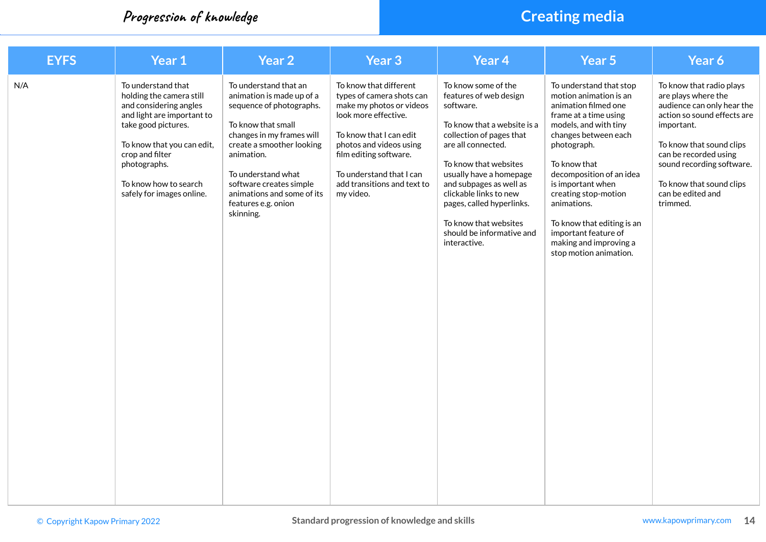# Progression of knowledge

## Creating media

| EYFS | Year 1 | Year 2 | Year 3 | Year 4 | Year 5 | Year 6 |
|---|---|---|---|---|---|---|
| N/A | To understand that holding the camera still and considering angles and light are important to take good pictures.<br><br>To know that you can edit, crop and filter photographs.<br><br>To know how to search safely for images online. | To understand that an animation is made up of a sequence of photographs.<br><br>To know that small changes in my frames will create a smoother looking animation.<br><br>To understand what software creates simple animations and some of its features e.g. onion skinning. | To know that different types of camera shots can make my photos or videos look more effective.<br><br>To know that I can edit photos and videos using film editing software.<br><br>To understand that I can add transitions and text to my video. | To know some of the features of web design software.<br><br>To know that a website is a collection of pages that are all connected.<br><br>To know that websites usually have a homepage and subpages as well as clickable links to new pages, called hyperlinks.<br><br>To know that websites should be informative and interactive. | To understand that stop motion animation is an animation filmed one frame at a time using models, and with tiny changes between each photograph.<br><br>To know that decomposition of an idea is important when creating stop-motion animations.<br><br>To know that editing is an important feature of making and improving a stop motion animation. | To know that radio plays are plays where the audience can only hear the action so sound effects are important.<br><br>To know that sound clips can be recorded using sound recording software.<br><br>To know that sound clips can be edited and trimmed. |

© Copyright Kapow Primary 2022 — Standard progression of knowledge and skills — www.kapowprimary.com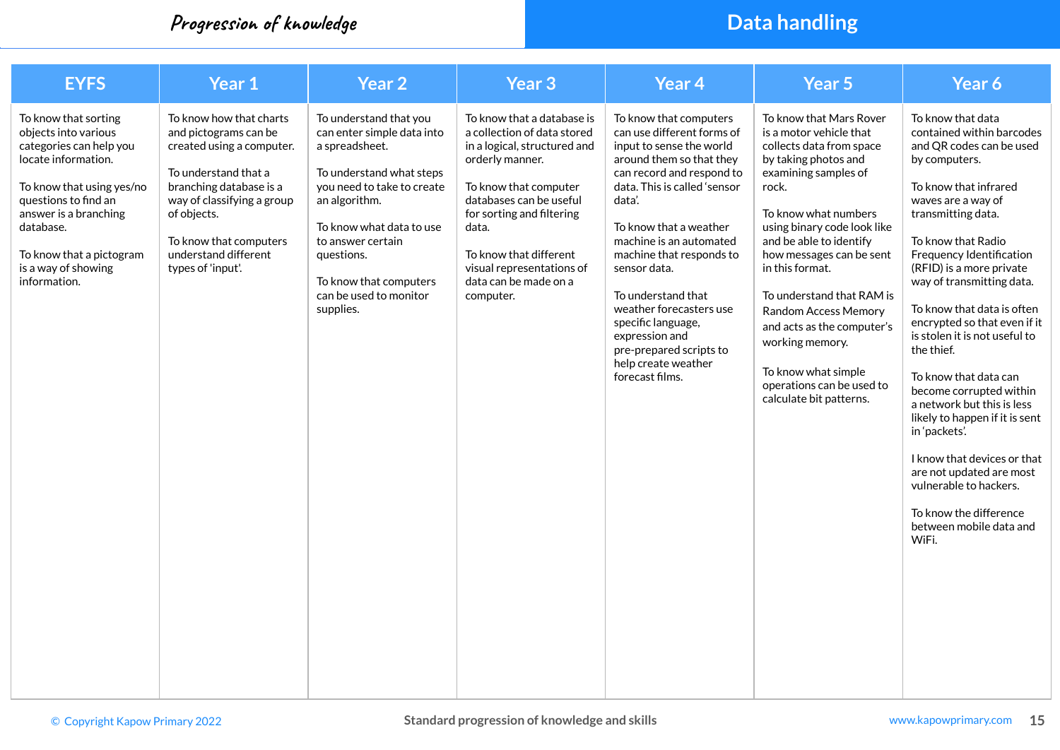# Progression of knowledge

## Data handling

| EYFS | Year 1 | Year 2 | Year 3 | Year 4 | Year 5 | Year 6 |
|---|---|---|---|---|---|---|
| To know that sorting objects into various categories can help you locate information.<br><br>To know that using yes/no questions to find an answer is a branching database.<br><br>To know that a pictogram is a way of showing information. | To know how that charts and pictograms can be created using a computer.<br><br>To understand that a branching database is a way of classifying a group of objects.<br><br>To know that computers understand different types of 'input'. | To understand that you can enter simple data into a spreadsheet.<br><br>To understand what steps you need to take to create an algorithm.<br><br>To know what data to use to answer certain questions.<br><br>To know that computers can be used to monitor supplies. | To know that a database is a collection of data stored in a logical, structured and orderly manner.<br><br>To know that computer databases can be useful for sorting and filtering data.<br><br>To know that different visual representations of data can be made on a computer. | To know that computers can use different forms of input to sense the world around them so that they can record and respond to data. This is called 'sensor data'.<br><br>To know that a weather machine is an automated machine that responds to sensor data.<br><br>To understand that weather forecasters use specific language, expression and pre-prepared scripts to help create weather forecast films. | To know that Mars Rover is a motor vehicle that collects data from space by taking photos and examining samples of rock.<br><br>To know what numbers using binary code look like and be able to identify how messages can be sent in this format.<br><br>To understand that RAM is Random Access Memory and acts as the computer's working memory.<br><br>To know what simple operations can be used to calculate bit patterns. | To know that data contained within barcodes and QR codes can be used by computers.<br><br>To know that infrared waves are a way of transmitting data.<br><br>To know that Radio Frequency Identification (RFID) is a more private way of transmitting data.<br><br>To know that data is often encrypted so that even if it is stolen it is not useful to the thief.<br><br>To know that data can become corrupted within a network but this is less likely to happen if it is sent in 'packets'.<br><br>I know that devices or that are not updated are most vulnerable to hackers.<br><br>To know the difference between mobile data and WiFi. |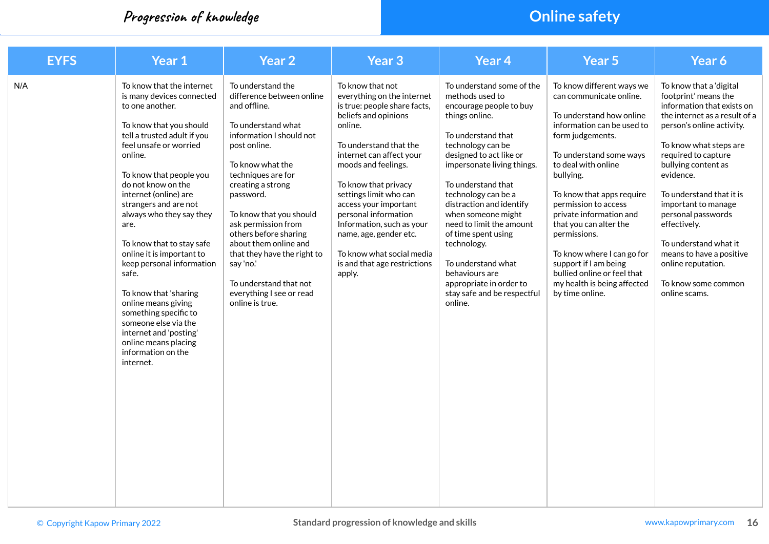# Progression of knowledge

## Online safety

| EYFS | Year 1 | Year 2 | Year 3 | Year 4 | Year 5 | Year 6 |
|---|---|---|---|---|---|---|
| N/A | To know that the internet is many devices connected to one another.<br><br>To know that you should tell a trusted adult if you feel unsafe or worried online.<br><br>To know that people you do not know on the internet (online) are strangers and are not always who they say they are.<br><br>To know that to stay safe online it is important to keep personal information safe.<br><br>To know that 'sharing online means giving something specific to someone else via the internet and 'posting' online means placing information on the internet. | To understand the difference between online and offline.<br><br>To understand what information I should not post online.<br><br>To know what the techniques are for creating a strong password.<br><br>To know that you should ask permission from others before sharing about them online and that they have the right to say 'no.'<br><br>To understand that not everything I see or read online is true. | To know that not everything on the internet is true: people share facts, beliefs and opinions online.<br><br>To understand that the internet can affect your moods and feelings.<br><br>To know that privacy settings limit who can access your important personal information Information, such as your name, age, gender etc.<br><br>To know what social media is and that age restrictions apply. | To understand some of the methods used to encourage people to buy things online.<br><br>To understand that technology can be designed to act like or impersonate living things.<br><br>To understand that technology can be a distraction and identify when someone might need to limit the amount of time spent using technology.<br><br>To understand what behaviours are appropriate in order to stay safe and be respectful online. | To know different ways we can communicate online.<br><br>To understand how online information can be used to form judgements.<br><br>To understand some ways to deal with online bullying.<br><br>To know that apps require permission to access private information and that you can alter the permissions.<br><br>To know where I can go for support if I am being bullied online or feel that my health is being affected by time online. | To know that a 'digital footprint' means the information that exists on the internet as a result of a person's online activity.<br><br>To know what steps are required to capture bullying content as evidence.<br><br>To understand that it is important to manage personal passwords effectively.<br><br>To understand what it means to have a positive online reputation.<br><br>To know some common online scams. |